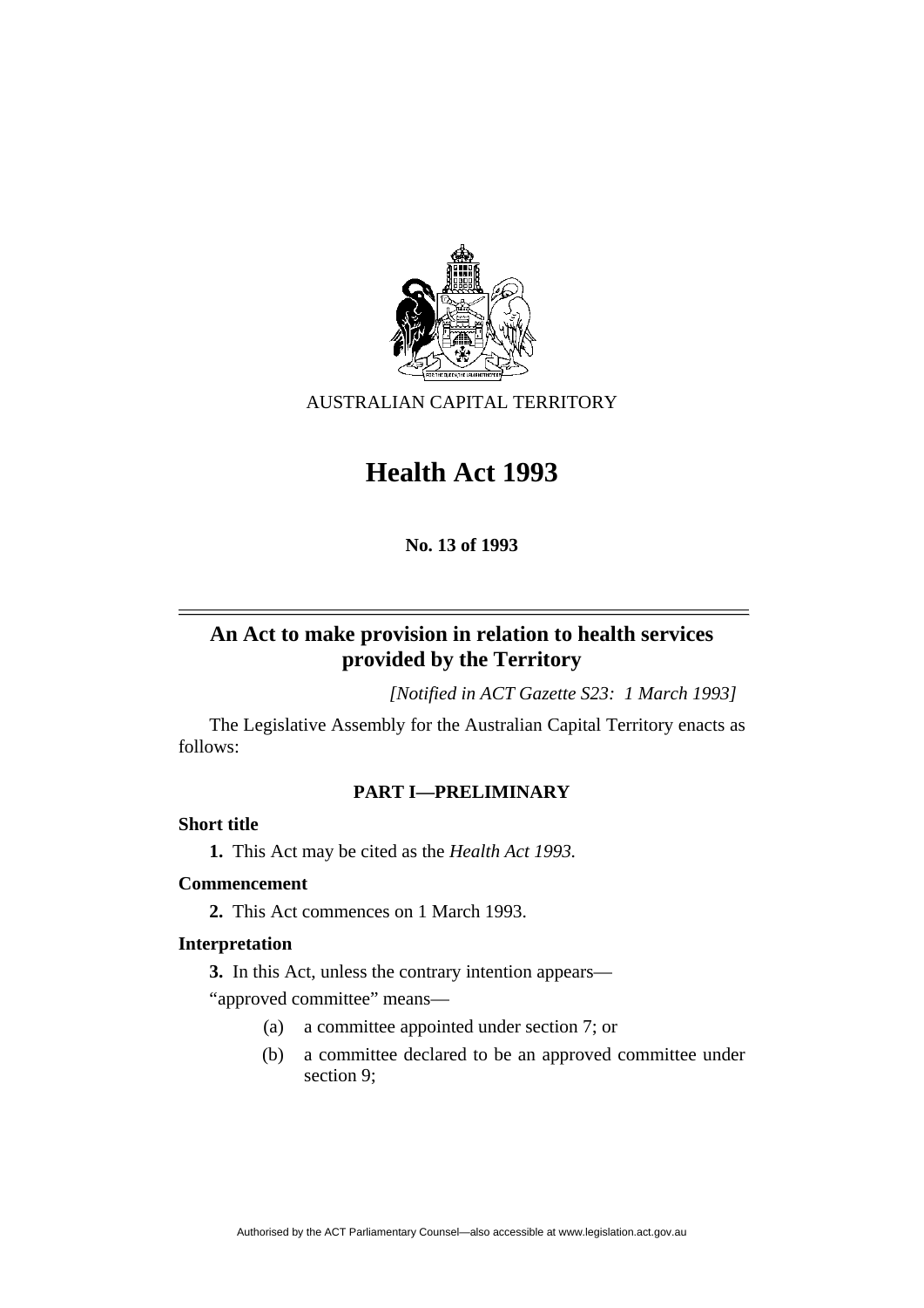AUSTRALIAN CAPITAL TERRITORY

# Health Act 1993

**No. 13 of 1993**

## An Act to make provision in relation to health services provided by the Territory

*[Notified in ACT Gazette S23: 1 March 1993]*

The Legislative Assembly for the Australian Capital Territory enacts as follows:

### PART I—PRELIMINARY

**Short title**

**1.** This Act may be cited as the *Health Act 1993.*

**Commencement**

**2.** This Act commences on 1 March 1993.

**Interpretation**

**3.** In this Act, unless the contrary intention appears—

"approved committee" means—

(a) a committee appointed under section 7; or

(b) a committee declared to be an approved committee under section 9;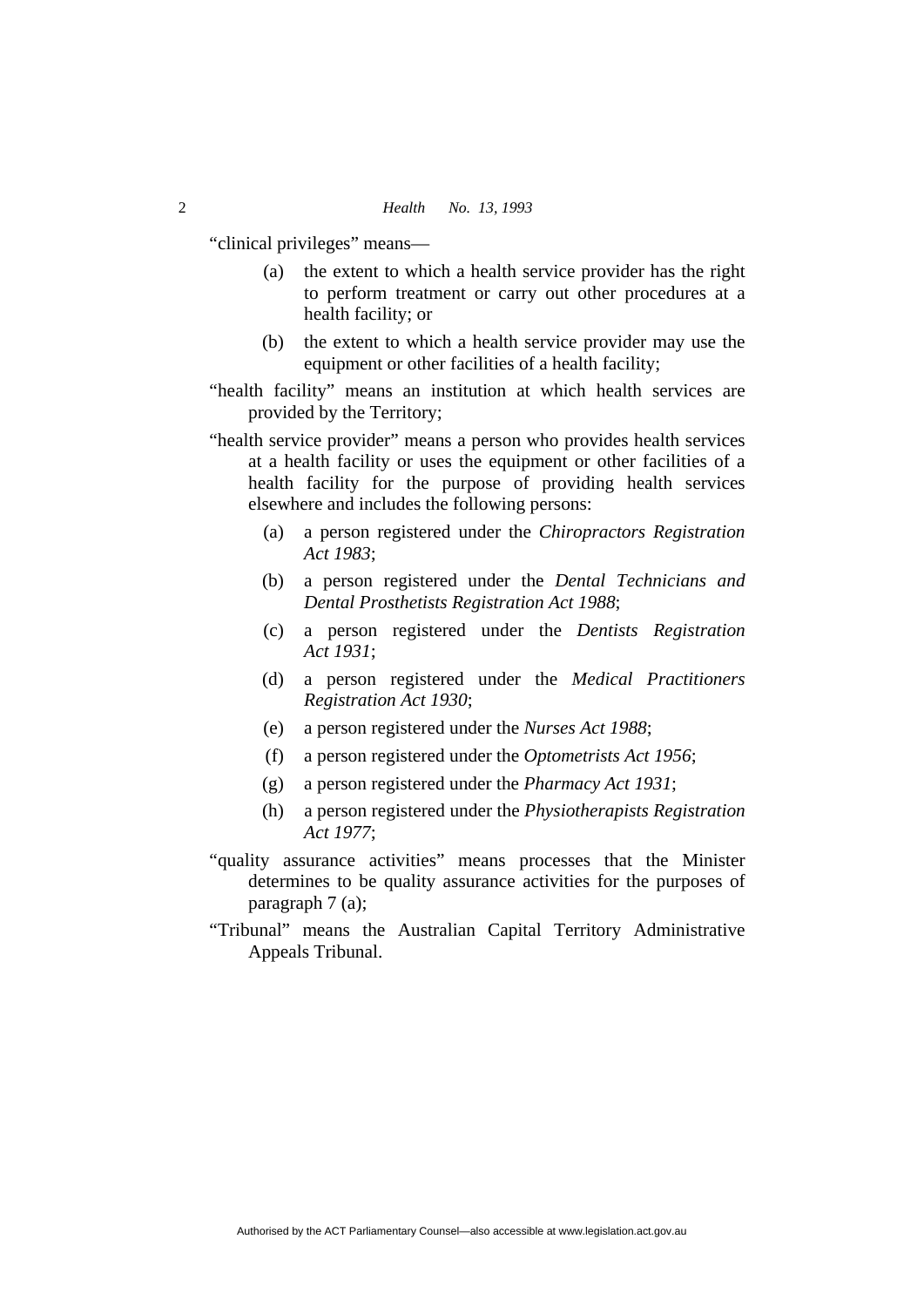"clinical privileges" means—

(a) the extent to which a health service provider has the right to perform treatment or carry out other procedures at a health facility; or

(b) the extent to which a health service provider may use the equipment or other facilities of a health facility;

"health facility" means an institution at which health services are provided by the Territory;

"health service provider" means a person who provides health services at a health facility or uses the equipment or other facilities of a health facility for the purpose of providing health services elsewhere and includes the following persons:

(a) a person registered under the *Chiropractors Registration Act 1983*;

(b) a person registered under the *Dental Technicians and Dental Prosthetists Registration Act 1988*;

(c) a person registered under the *Dentists Registration Act 1931*;

(d) a person registered under the *Medical Practitioners Registration Act 1930*;

(e) a person registered under the *Nurses Act 1988*;

(f) a person registered under the *Optometrists Act 1956*;

(g) a person registered under the *Pharmacy Act 1931*;

(h) a person registered under the *Physiotherapists Registration Act 1977*;

"quality assurance activities" means processes that the Minister determines to be quality assurance activities for the purposes of paragraph 7 (a);

"Tribunal" means the Australian Capital Territory Administrative Appeals Tribunal.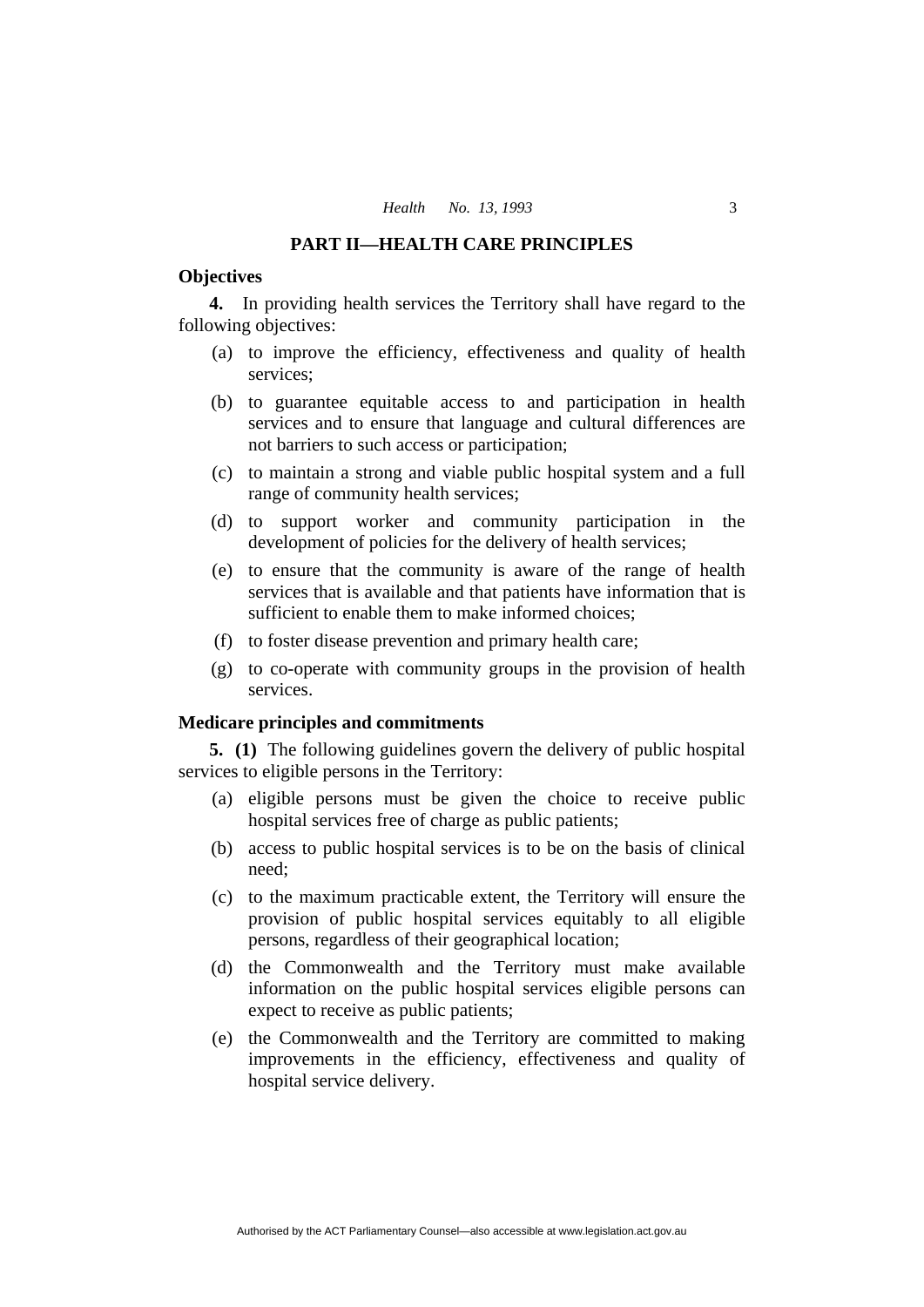## PART II—HEALTH CARE PRINCIPLES

### Objectives

**4.** In providing health services the Territory shall have regard to the following objectives:

(a) to improve the efficiency, effectiveness and quality of health services;

(b) to guarantee equitable access to and participation in health services and to ensure that language and cultural differences are not barriers to such access or participation;

(c) to maintain a strong and viable public hospital system and a full range of community health services;

(d) to support worker and community participation in the development of policies for the delivery of health services;

(e) to ensure that the community is aware of the range of health services that is available and that patients have information that is sufficient to enable them to make informed choices;

(f) to foster disease prevention and primary health care;

(g) to co-operate with community groups in the provision of health services.

### Medicare principles and commitments

**5. (1)** The following guidelines govern the delivery of public hospital services to eligible persons in the Territory:

(a) eligible persons must be given the choice to receive public hospital services free of charge as public patients;

(b) access to public hospital services is to be on the basis of clinical need;

(c) to the maximum practicable extent, the Territory will ensure the provision of public hospital services equitably to all eligible persons, regardless of their geographical location;

(d) the Commonwealth and the Territory must make available information on the public hospital services eligible persons can expect to receive as public patients;

(e) the Commonwealth and the Territory are committed to making improvements in the efficiency, effectiveness and quality of hospital service delivery.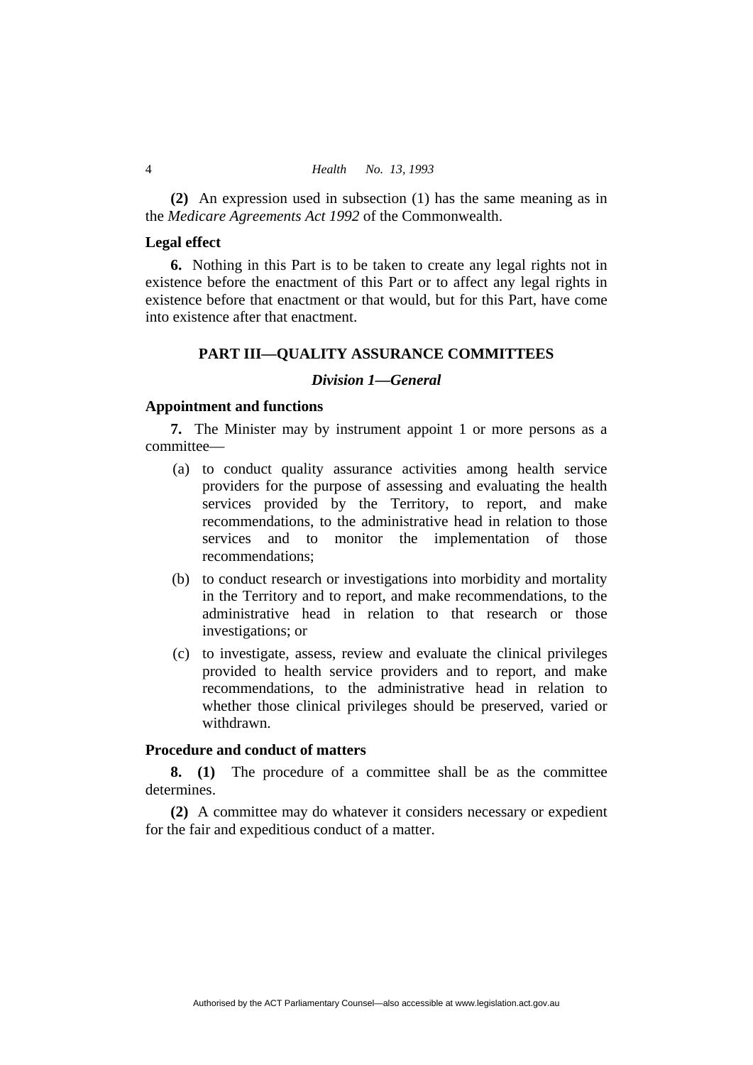**(2)** An expression used in subsection (1) has the same meaning as in the *Medicare Agreements Act 1992* of the Commonwealth.

**Legal effect**

**6.** Nothing in this Part is to be taken to create any legal rights not in existence before the enactment of this Part or to affect any legal rights in existence before that enactment or that would, but for this Part, have come into existence after that enactment.

## PART III—QUALITY ASSURANCE COMMITTEES

### *Division 1—General*

**Appointment and functions**

**7.** The Minister may by instrument appoint 1 or more persons as a committee—

(a) to conduct quality assurance activities among health service providers for the purpose of assessing and evaluating the health services provided by the Territory, to report, and make recommendations, to the administrative head in relation to those services and to monitor the implementation of those recommendations;

(b) to conduct research or investigations into morbidity and mortality in the Territory and to report, and make recommendations, to the administrative head in relation to that research or those investigations; or

(c) to investigate, assess, review and evaluate the clinical privileges provided to health service providers and to report, and make recommendations, to the administrative head in relation to whether those clinical privileges should be preserved, varied or withdrawn.

**Procedure and conduct of matters**

**8. (1)** The procedure of a committee shall be as the committee determines.

**(2)** A committee may do whatever it considers necessary or expedient for the fair and expeditious conduct of a matter.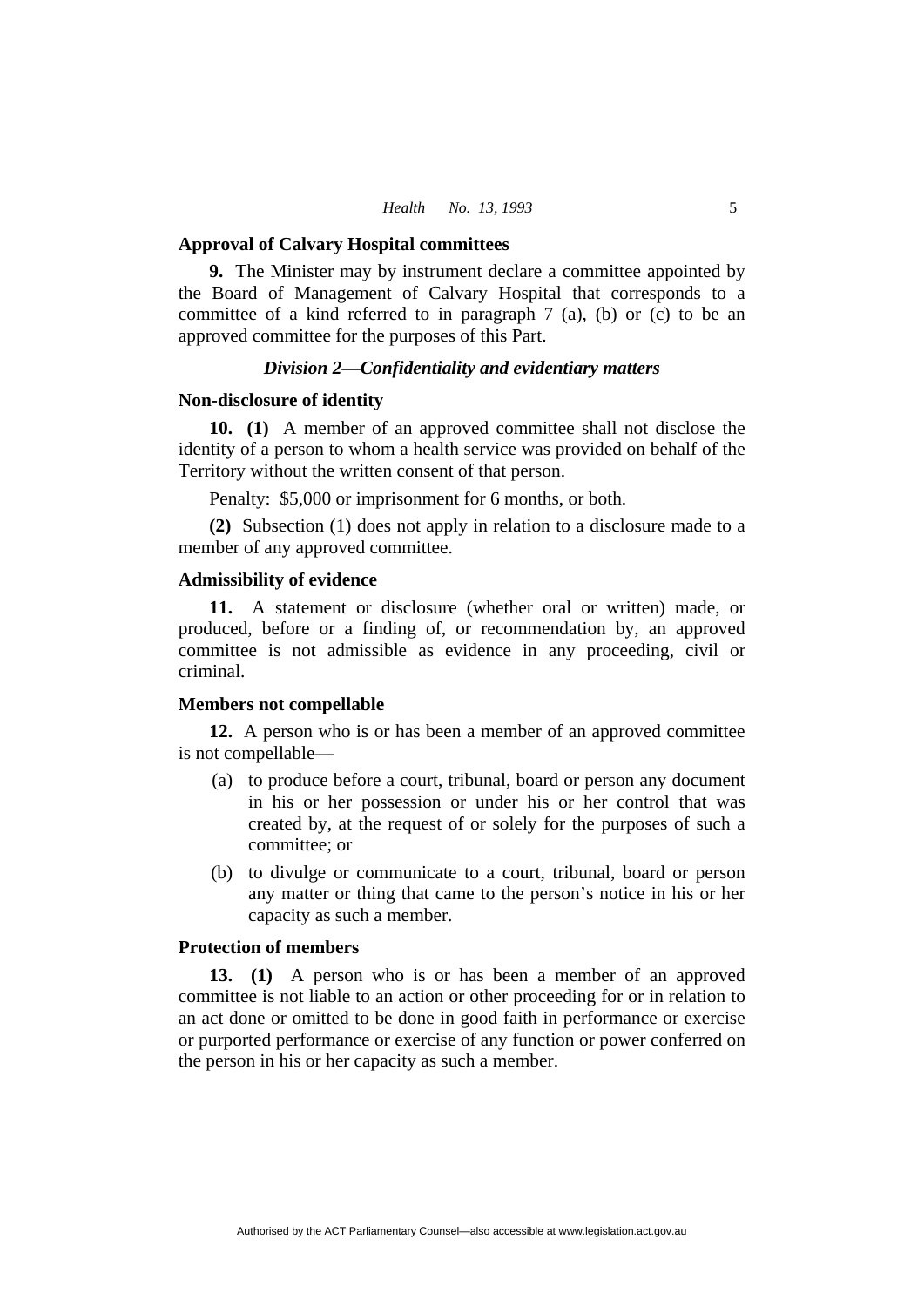### Approval of Calvary Hospital committees

**9.** The Minister may by instrument declare a committee appointed by the Board of Management of Calvary Hospital that corresponds to a committee of a kind referred to in paragraph 7 (a), (b) or (c) to be an approved committee for the purposes of this Part.

## *Division 2—Confidentiality and evidentiary matters*

### Non-disclosure of identity

**10. (1)** A member of an approved committee shall not disclose the identity of a person to whom a health service was provided on behalf of the Territory without the written consent of that person.

Penalty: $5,000 or imprisonment for 6 months, or both.

**(2)** Subsection (1) does not apply in relation to a disclosure made to a member of any approved committee.

### Admissibility of evidence

**11.** A statement or disclosure (whether oral or written) made, or produced, before or a finding of, or recommendation by, an approved committee is not admissible as evidence in any proceeding, civil or criminal.

### Members not compellable

**12.** A person who is or has been a member of an approved committee is not compellable—

(a) to produce before a court, tribunal, board or person any document in his or her possession or under his or her control that was created by, at the request of or solely for the purposes of such a committee; or

(b) to divulge or communicate to a court, tribunal, board or person any matter or thing that came to the person's notice in his or her capacity as such a member.

### Protection of members

**13. (1)** A person who is or has been a member of an approved committee is not liable to an action or other proceeding for or in relation to an act done or omitted to be done in good faith in performance or exercise or purported performance or exercise of any function or power conferred on the person in his or her capacity as such a member.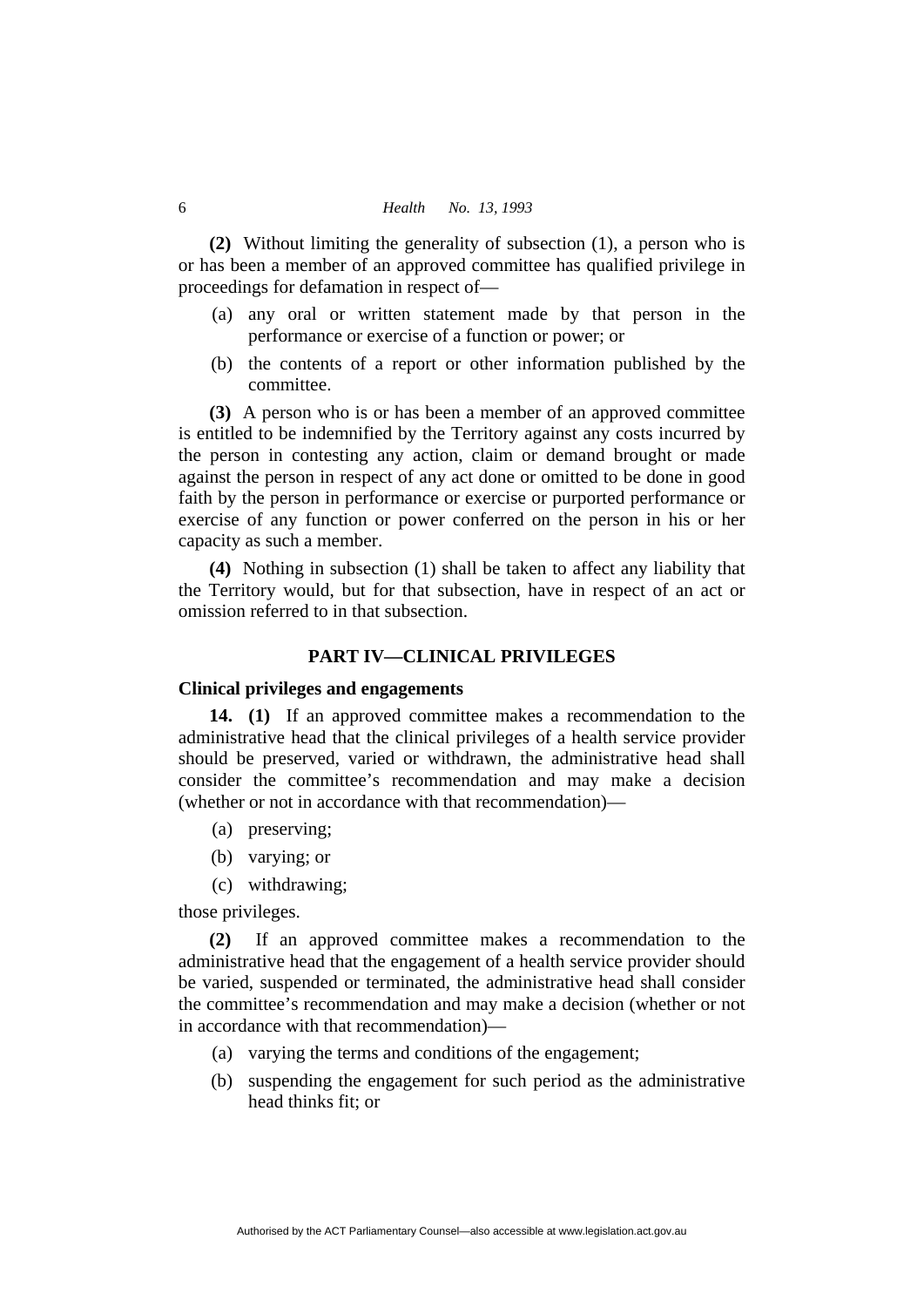**(2)** Without limiting the generality of subsection (1), a person who is or has been a member of an approved committee has qualified privilege in proceedings for defamation in respect of—

(a) any oral or written statement made by that person in the performance or exercise of a function or power; or

(b) the contents of a report or other information published by the committee.

**(3)** A person who is or has been a member of an approved committee is entitled to be indemnified by the Territory against any costs incurred by the person in contesting any action, claim or demand brought or made against the person in respect of any act done or omitted to be done in good faith by the person in performance or exercise or purported performance or exercise of any function or power conferred on the person in his or her capacity as such a member.

**(4)** Nothing in subsection (1) shall be taken to affect any liability that the Territory would, but for that subsection, have in respect of an act or omission referred to in that subsection.

## PART IV—CLINICAL PRIVILEGES

### Clinical privileges and engagements

**14. (1)** If an approved committee makes a recommendation to the administrative head that the clinical privileges of a health service provider should be preserved, varied or withdrawn, the administrative head shall consider the committee's recommendation and may make a decision (whether or not in accordance with that recommendation)—

(a) preserving;

(b) varying; or

(c) withdrawing;

those privileges.

**(2)** If an approved committee makes a recommendation to the administrative head that the engagement of a health service provider should be varied, suspended or terminated, the administrative head shall consider the committee's recommendation and may make a decision (whether or not in accordance with that recommendation)—

(a) varying the terms and conditions of the engagement;

(b) suspending the engagement for such period as the administrative head thinks fit; or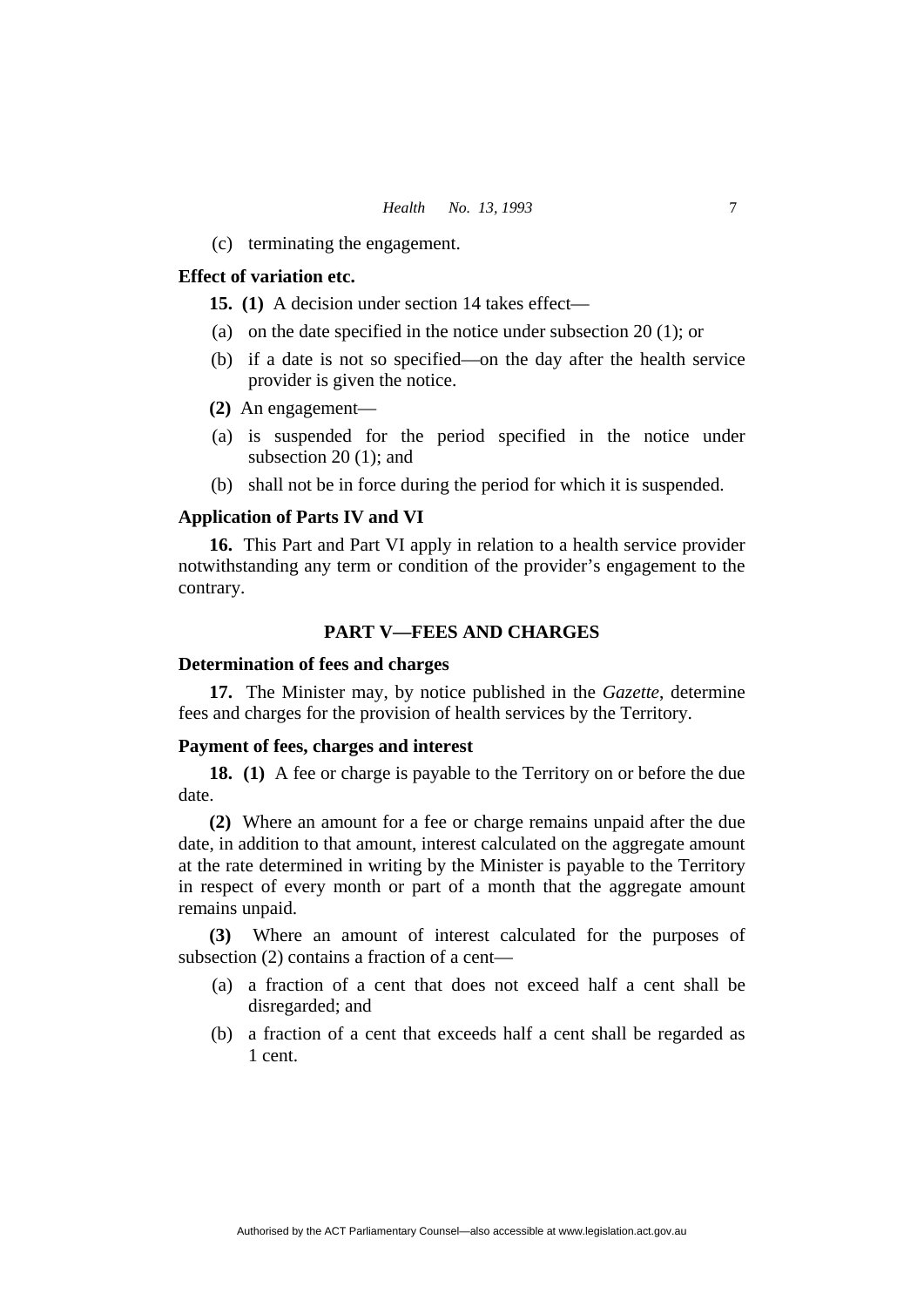(c) terminating the engagement.

**Effect of variation etc.**

**15. (1)** A decision under section 14 takes effect—

(a) on the date specified in the notice under subsection 20 (1); or

(b) if a date is not so specified—on the day after the health service provider is given the notice.

**(2)** An engagement—

(a) is suspended for the period specified in the notice under subsection 20 (1); and

(b) shall not be in force during the period for which it is suspended.

**Application of Parts IV and VI**

**16.** This Part and Part VI apply in relation to a health service provider notwithstanding any term or condition of the provider's engagement to the contrary.

## PART V—FEES AND CHARGES

**Determination of fees and charges**

**17.** The Minister may, by notice published in the *Gazette*, determine fees and charges for the provision of health services by the Territory.

**Payment of fees, charges and interest**

**18. (1)** A fee or charge is payable to the Territory on or before the due date.

**(2)** Where an amount for a fee or charge remains unpaid after the due date, in addition to that amount, interest calculated on the aggregate amount at the rate determined in writing by the Minister is payable to the Territory in respect of every month or part of a month that the aggregate amount remains unpaid.

**(3)** Where an amount of interest calculated for the purposes of subsection (2) contains a fraction of a cent—

(a) a fraction of a cent that does not exceed half a cent shall be disregarded; and

(b) a fraction of a cent that exceeds half a cent shall be regarded as 1 cent.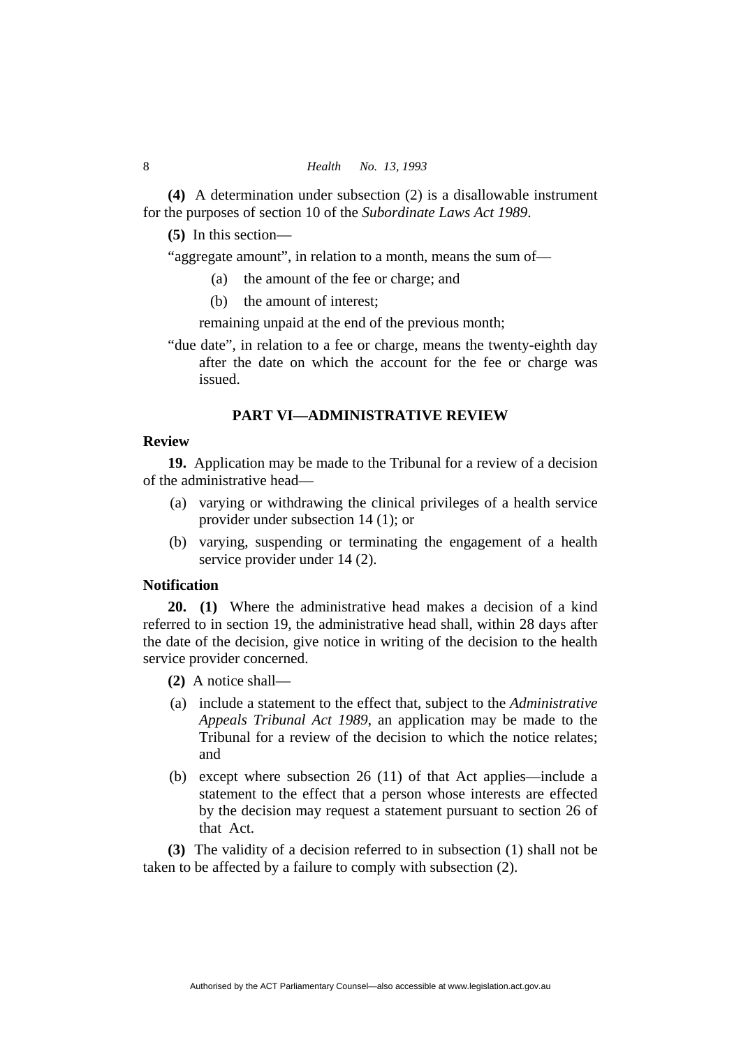**(4)** A determination under subsection (2) is a disallowable instrument for the purposes of section 10 of the *Subordinate Laws Act 1989*.

**(5)** In this section—

"aggregate amount", in relation to a month, means the sum of—

(a) the amount of the fee or charge; and

(b) the amount of interest;

remaining unpaid at the end of the previous month;

"due date", in relation to a fee or charge, means the twenty-eighth day after the date on which the account for the fee or charge was issued.

## PART VI—ADMINISTRATIVE REVIEW

### Review

**19.** Application may be made to the Tribunal for a review of a decision of the administrative head—

(a) varying or withdrawing the clinical privileges of a health service provider under subsection 14 (1); or

(b) varying, suspending or terminating the engagement of a health service provider under 14 (2).

### Notification

**20. (1)** Where the administrative head makes a decision of a kind referred to in section 19, the administrative head shall, within 28 days after the date of the decision, give notice in writing of the decision to the health service provider concerned.

**(2)** A notice shall—

(a) include a statement to the effect that, subject to the *Administrative Appeals Tribunal Act 1989*, an application may be made to the Tribunal for a review of the decision to which the notice relates; and

(b) except where subsection 26 (11) of that Act applies—include a statement to the effect that a person whose interests are effected by the decision may request a statement pursuant to section 26 of that Act.

**(3)** The validity of a decision referred to in subsection (1) shall not be taken to be affected by a failure to comply with subsection (2).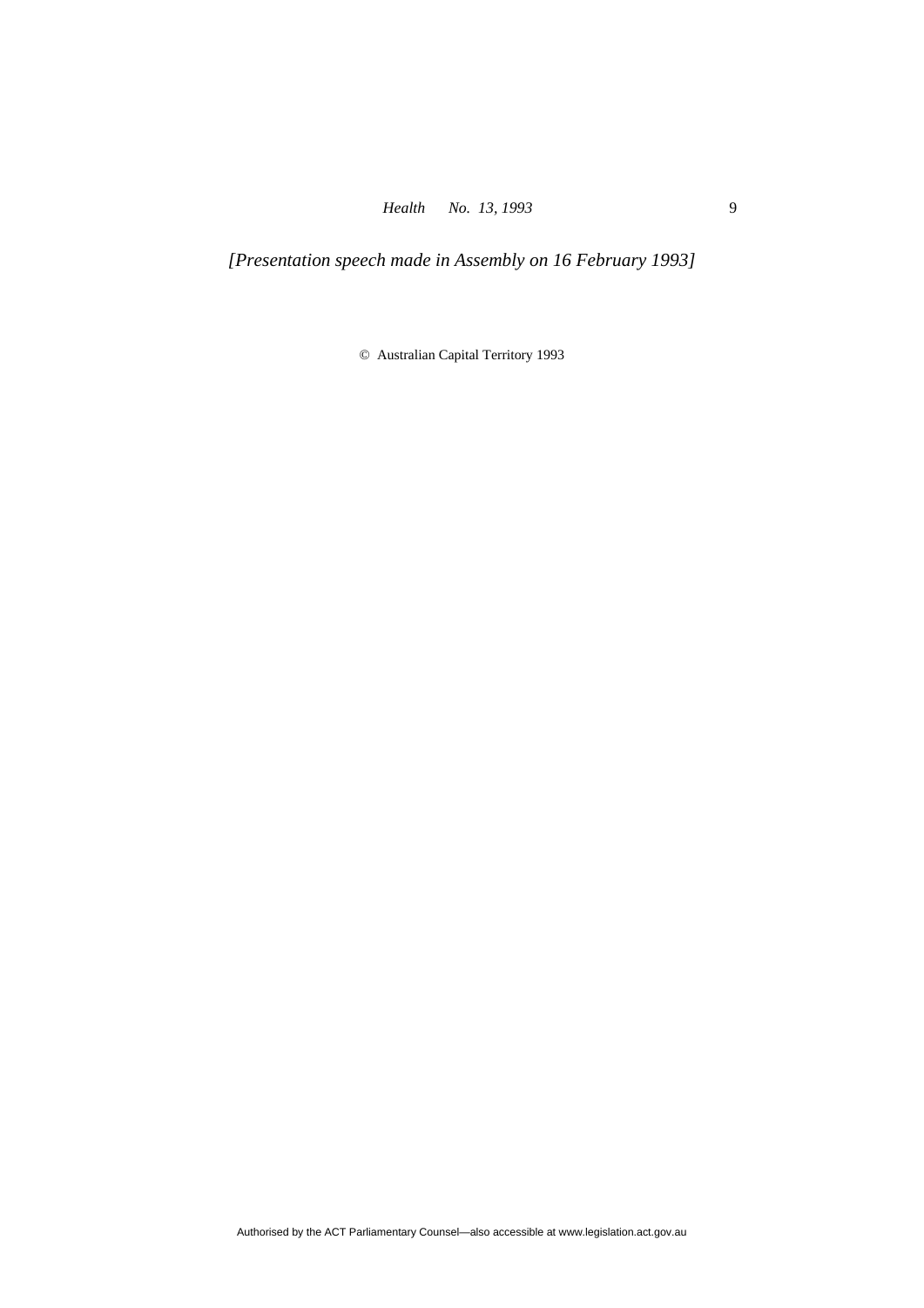*[Presentation speech made in Assembly on 16 February 1993]*

© Australian Capital Territory 1993